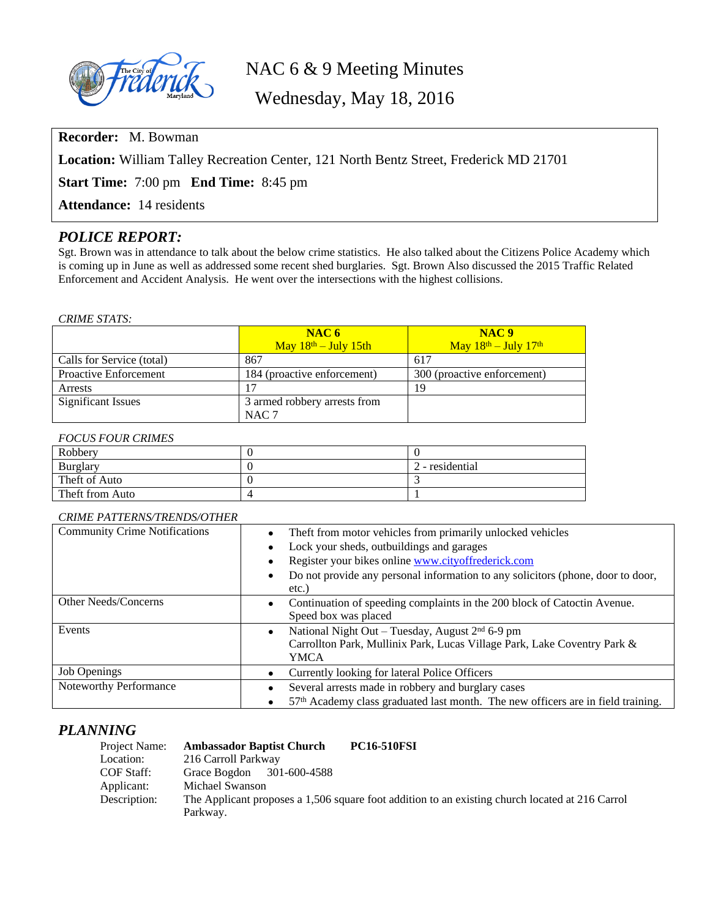# NAC 6 & 9 Meeting Minutes

## Wednesday, May 18, 2016

**Recorder:** M. Bowman

**Location:** William Talley Recreation Center, 121 North Bentz Street, Frederick MD 21701

**Start Time:** 7:00 pm **End Time:** 8:45 pm

**Attendance:** 14 residents

## *POLICE REPORT:*

Sgt. Brown was in attendance to talk about the below crime statistics. He also talked about the Citizens Police Academy which is coming up in June as well as addressed some recent shed burglaries. Sgt. Brown Also discussed the 2015 Traffic Related Enforcement and Accident Analysis. He went over the intersections with the highest collisions.

*CRIME STATS:*

| | **NAC 6** May 18th – July 15th | **NAC 9** May 18th – July 17th |
|---|---|---|
| Calls for Service (total) | 867 | 617 |
| Proactive Enforcement | 184 (proactive enforcement) | 300 (proactive enforcement) |
| Arrests | 17 | 19 |
| Significant Issues | 3 armed robbery arrests from NAC 7 | |

*FOCUS FOUR CRIMES*

| | | |
|---|---|---|
| Robbery | 0 | 0 |
| Burglary | 0 | 2 - residential |
| Theft of Auto | 0 | 3 |
| Theft from Auto | 4 | 1 |

*CRIME PATTERNS/TRENDS/OTHER*

| | |
|---|---|
| Community Crime Notifications | • Theft from motor vehicles from primarily unlocked vehicles<br>• Lock your sheds, outbuildings and garages<br>• Register your bikes online www.cityoffrederick.com<br>• Do not provide any personal information to any solicitors (phone, door to door, etc.) |
| Other Needs/Concerns | • Continuation of speeding complaints in the 200 block of Catoctin Avenue. Speed box was placed |
| Events | • National Night Out – Tuesday, August 2nd 6-9 pm<br>Carrollton Park, Mullinix Park, Lucas Village Park, Lake Coventry Park & YMCA |
| Job Openings | • Currently looking for lateral Police Officers |
| Noteworthy Performance | • Several arrests made in robbery and burglary cases<br>• 57th Academy class graduated last month. The new officers are in field training. |

## *PLANNING*

Project Name: **Ambassador Baptist Church** **PC16-510FSI**
Location: 216 Carroll Parkway
COF Staff: Grace Bogdon 301-600-4588
Applicant: Michael Swanson
Description: The Applicant proposes a 1,506 square foot addition to an existing church located at 216 Carrol Parkway.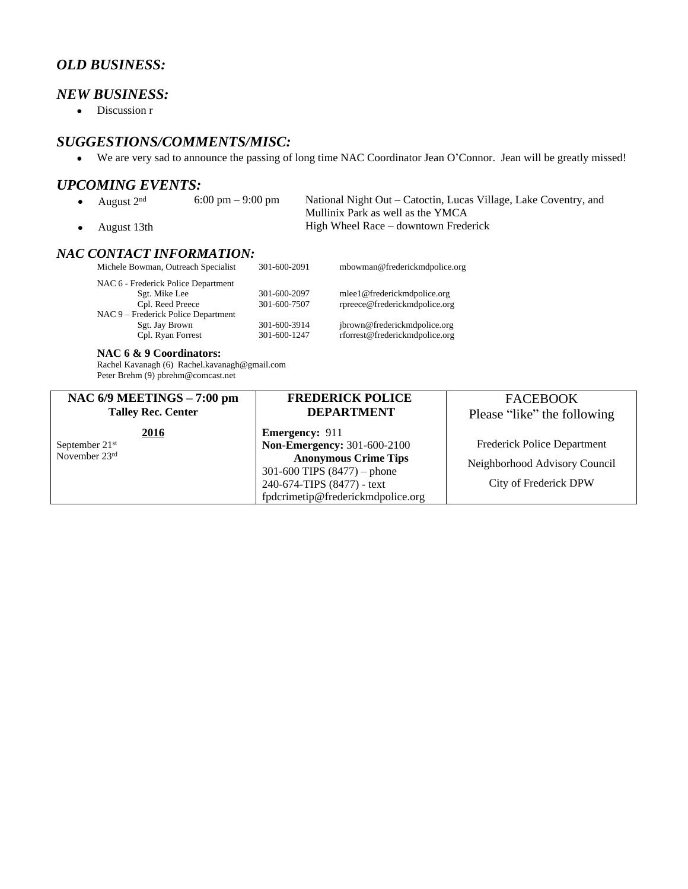## *OLD BUSINESS:*

## *NEW BUSINESS:*

- Discussion r

## *SUGGESTIONS/COMMENTS/MISC:*

- We are very sad to announce the passing of long time NAC Coordinator Jean O'Connor. Jean will be greatly missed!

## *UPCOMING EVENTS:*

- August 2nd — 6:00 pm – 9:00 pm — National Night Out – Catoctin, Lucas Village, Lake Coventry, and Mullinix Park as well as the YMCA
- August 13th — High Wheel Race – downtown Frederick

## *NAC CONTACT INFORMATION:*

| | | |
|---|---|---|
| Michele Bowman, Outreach Specialist | 301-600-2091 | mbowman@frederickmdpolice.org |
| NAC 6 - Frederick Police Department | | |
| Sgt. Mike Lee | 301-600-2097 | mlee1@frederickmdpolice.org |
| Cpl. Reed Preece | 301-600-7507 | rpreece@frederickmdpolice.org |
| NAC 9 – Frederick Police Department | | |
| Sgt. Jay Brown | 301-600-3914 | jbrown@frederickmdpolice.org |
| Cpl. Ryan Forrest | 301-600-1247 | rforrest@frederickmdpolice.org |

**NAC 6 & 9 Coordinators:**
Rachel Kavanagh (6) Rachel.kavanagh@gmail.com
Peter Brehm (9) pbrehm@comcast.net

| **NAC 6/9 MEETINGS – 7:00 pm**<br>**Talley Rec. Center** | **FREDERICK POLICE DEPARTMENT** | FACEBOOK<br>Please "like" the following |
|---|---|---|
| **2016**<br>September 21st<br>November 23rd | **Emergency:** 911<br>**Non-Emergency:** 301-600-2100<br>**Anonymous Crime Tips**<br>301-600 TIPS (8477) – phone<br>240-674-TIPS (8477) - text<br>fpdcrimetip@frederickmdpolice.org | Frederick Police Department<br>Neighborhood Advisory Council<br>City of Frederick DPW |